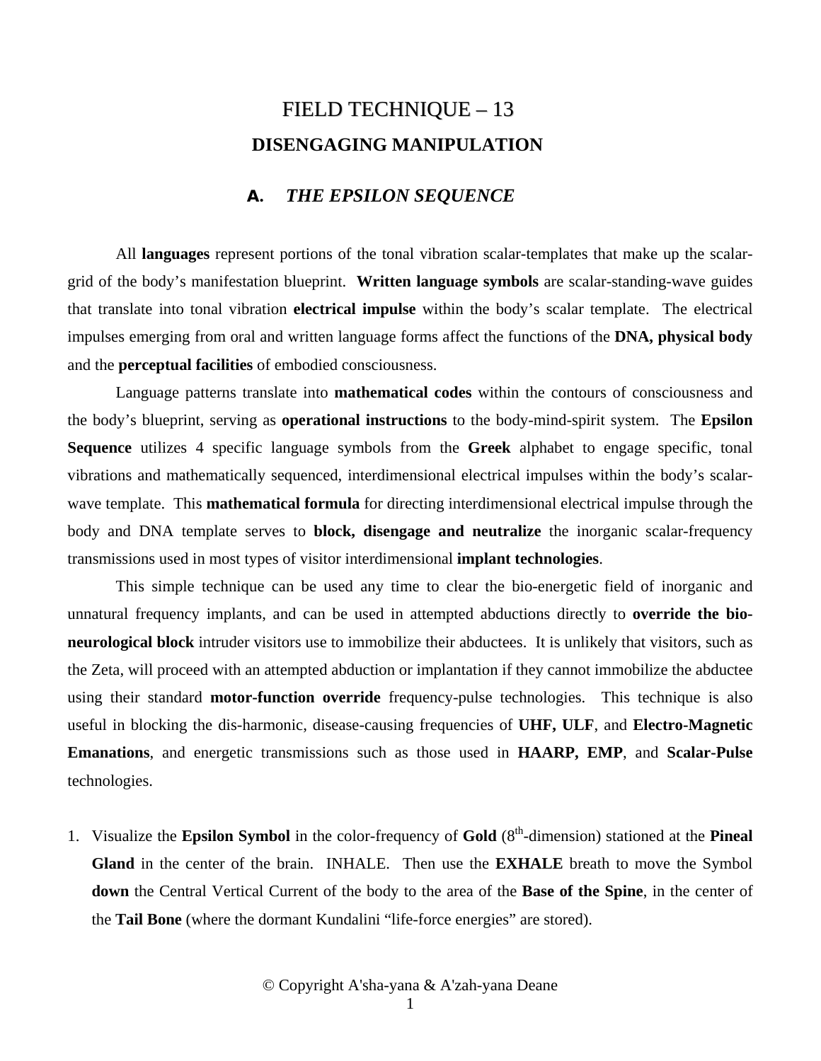# FIELD TECHNIQUE – 13

## DISENGAGING MANIPULATION

### A. *THE EPSILON SEQUENCE*

All **languages** represent portions of the tonal vibration scalar-templates that make up the scalar-grid of the body's manifestation blueprint. **Written language symbols** are scalar-standing-wave guides that translate into tonal vibration **electrical impulse** within the body's scalar template. The electrical impulses emerging from oral and written language forms affect the functions of the **DNA, physical body** and the **perceptual facilities** of embodied consciousness.

Language patterns translate into **mathematical codes** within the contours of consciousness and the body's blueprint, serving as **operational instructions** to the body-mind-spirit system. The **Epsilon Sequence** utilizes 4 specific language symbols from the **Greek** alphabet to engage specific, tonal vibrations and mathematically sequenced, interdimensional electrical impulses within the body's scalar-wave template. This **mathematical formula** for directing interdimensional electrical impulse through the body and DNA template serves to **block, disengage and neutralize** the inorganic scalar-frequency transmissions used in most types of visitor interdimensional **implant technologies**.

This simple technique can be used any time to clear the bio-energetic field of inorganic and unnatural frequency implants, and can be used in attempted abductions directly to **override the bio-neurological block** intruder visitors use to immobilize their abductees. It is unlikely that visitors, such as the Zeta, will proceed with an attempted abduction or implantation if they cannot immobilize the abductee using their standard **motor-function override** frequency-pulse technologies. This technique is also useful in blocking the dis-harmonic, disease-causing frequencies of **UHF, ULF**, and **Electro-Magnetic Emanations**, and energetic transmissions such as those used in **HAARP, EMP**, and **Scalar-Pulse** technologies.

1. Visualize the **Epsilon Symbol** in the color-frequency of **Gold** (8th-dimension) stationed at the **Pineal Gland** in the center of the brain. INHALE. Then use the **EXHALE** breath to move the Symbol **down** the Central Vertical Current of the body to the area of the **Base of the Spine**, in the center of the **Tail Bone** (where the dormant Kundalini "life-force energies" are stored).

© Copyright A'sha-yana & A'zah-yana Deane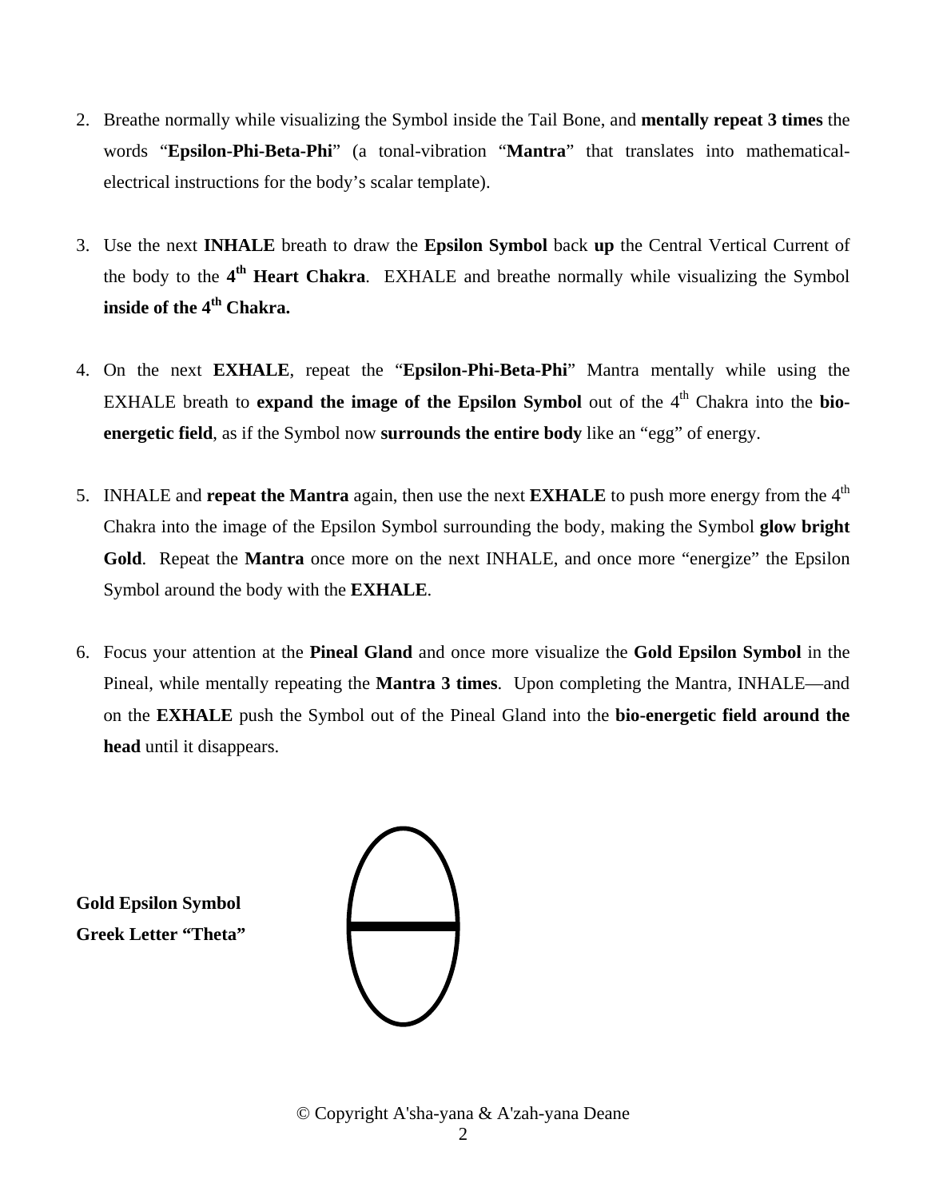2. Breathe normally while visualizing the Symbol inside the Tail Bone, and **mentally repeat 3 times** the words "**Epsilon-Phi-Beta-Phi**" (a tonal-vibration "**Mantra**" that translates into mathematical-electrical instructions for the body's scalar template).

3. Use the next **INHALE** breath to draw the **Epsilon Symbol** back **up** the Central Vertical Current of the body to the **4th Heart Chakra**. EXHALE and breathe normally while visualizing the Symbol **inside of the 4th Chakra.**

4. On the next **EXHALE**, repeat the "**Epsilon-Phi-Beta-Phi**" Mantra mentally while using the EXHALE breath to **expand the image of the Epsilon Symbol** out of the 4th Chakra into the **bio-energetic field**, as if the Symbol now **surrounds the entire body** like an "egg" of energy.

5. INHALE and **repeat the Mantra** again, then use the next **EXHALE** to push more energy from the 4th Chakra into the image of the Epsilon Symbol surrounding the body, making the Symbol **glow bright Gold**. Repeat the **Mantra** once more on the next INHALE, and once more "energize" the Epsilon Symbol around the body with the **EXHALE**.

6. Focus your attention at the **Pineal Gland** and once more visualize the **Gold Epsilon Symbol** in the Pineal, while mentally repeating the **Mantra 3 times**. Upon completing the Mantra, INHALE—and on the **EXHALE** push the Symbol out of the Pineal Gland into the **bio-energetic field around the head** until it disappears.

**Gold Epsilon Symbol**
**Greek Letter "Theta"**

© Copyright A'sha-yana & A'zah-yana Deane